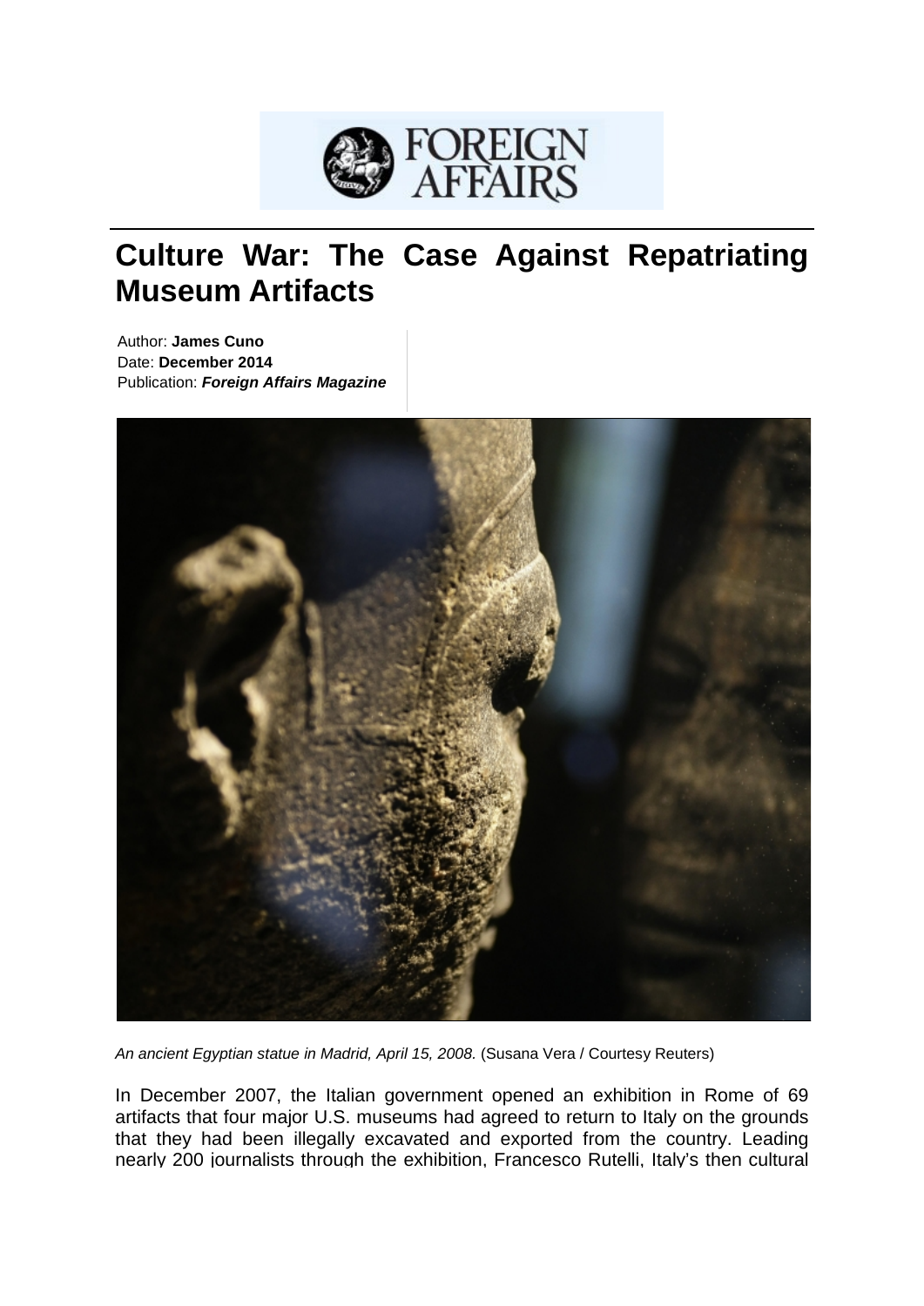# Culture War: The Case Against Repatriating Museum Artifacts

Author: **James Cuno**
Date: **December 2014**
Publication: ***Foreign Affairs Magazine***

*An ancient Egyptian statue in Madrid, April 15, 2008.* (Susana Vera / Courtesy Reuters)

In December 2007, the Italian government opened an exhibition in Rome of 69 artifacts that four major U.S. museums had agreed to return to Italy on the grounds that they had been illegally excavated and exported from the country. Leading nearly 200 journalists through the exhibition, Francesco Rutelli, Italy's then cultural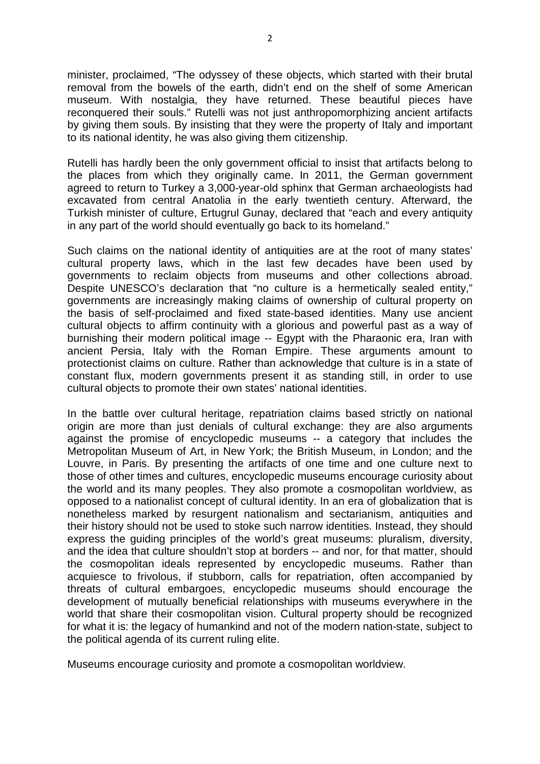minister, proclaimed, "The odyssey of these objects, which started with their brutal removal from the bowels of the earth, didn't end on the shelf of some American museum. With nostalgia, they have returned. These beautiful pieces have reconquered their souls." Rutelli was not just anthropomorphizing ancient artifacts by giving them souls. By insisting that they were the property of Italy and important to its national identity, he was also giving them citizenship.

Rutelli has hardly been the only government official to insist that artifacts belong to the places from which they originally came. In 2011, the German government agreed to return to Turkey a 3,000-year-old sphinx that German archaeologists had excavated from central Anatolia in the early twentieth century. Afterward, the Turkish minister of culture, Ertugrul Gunay, declared that "each and every antiquity in any part of the world should eventually go back to its homeland."

Such claims on the national identity of antiquities are at the root of many states' cultural property laws, which in the last few decades have been used by governments to reclaim objects from museums and other collections abroad. Despite UNESCO's declaration that "no culture is a hermetically sealed entity," governments are increasingly making claims of ownership of cultural property on the basis of self-proclaimed and fixed state-based identities. Many use ancient cultural objects to affirm continuity with a glorious and powerful past as a way of burnishing their modern political image -- Egypt with the Pharaonic era, Iran with ancient Persia, Italy with the Roman Empire. These arguments amount to protectionist claims on culture. Rather than acknowledge that culture is in a state of constant flux, modern governments present it as standing still, in order to use cultural objects to promote their own states' national identities.

In the battle over cultural heritage, repatriation claims based strictly on national origin are more than just denials of cultural exchange: they are also arguments against the promise of encyclopedic museums -- a category that includes the Metropolitan Museum of Art, in New York; the British Museum, in London; and the Louvre, in Paris. By presenting the artifacts of one time and one culture next to those of other times and cultures, encyclopedic museums encourage curiosity about the world and its many peoples. They also promote a cosmopolitan worldview, as opposed to a nationalist concept of cultural identity. In an era of globalization that is nonetheless marked by resurgent nationalism and sectarianism, antiquities and their history should not be used to stoke such narrow identities. Instead, they should express the guiding principles of the world's great museums: pluralism, diversity, and the idea that culture shouldn't stop at borders -- and nor, for that matter, should the cosmopolitan ideals represented by encyclopedic museums. Rather than acquiesce to frivolous, if stubborn, calls for repatriation, often accompanied by threats of cultural embargoes, encyclopedic museums should encourage the development of mutually beneficial relationships with museums everywhere in the world that share their cosmopolitan vision. Cultural property should be recognized for what it is: the legacy of humankind and not of the modern nation-state, subject to the political agenda of its current ruling elite.

Museums encourage curiosity and promote a cosmopolitan worldview.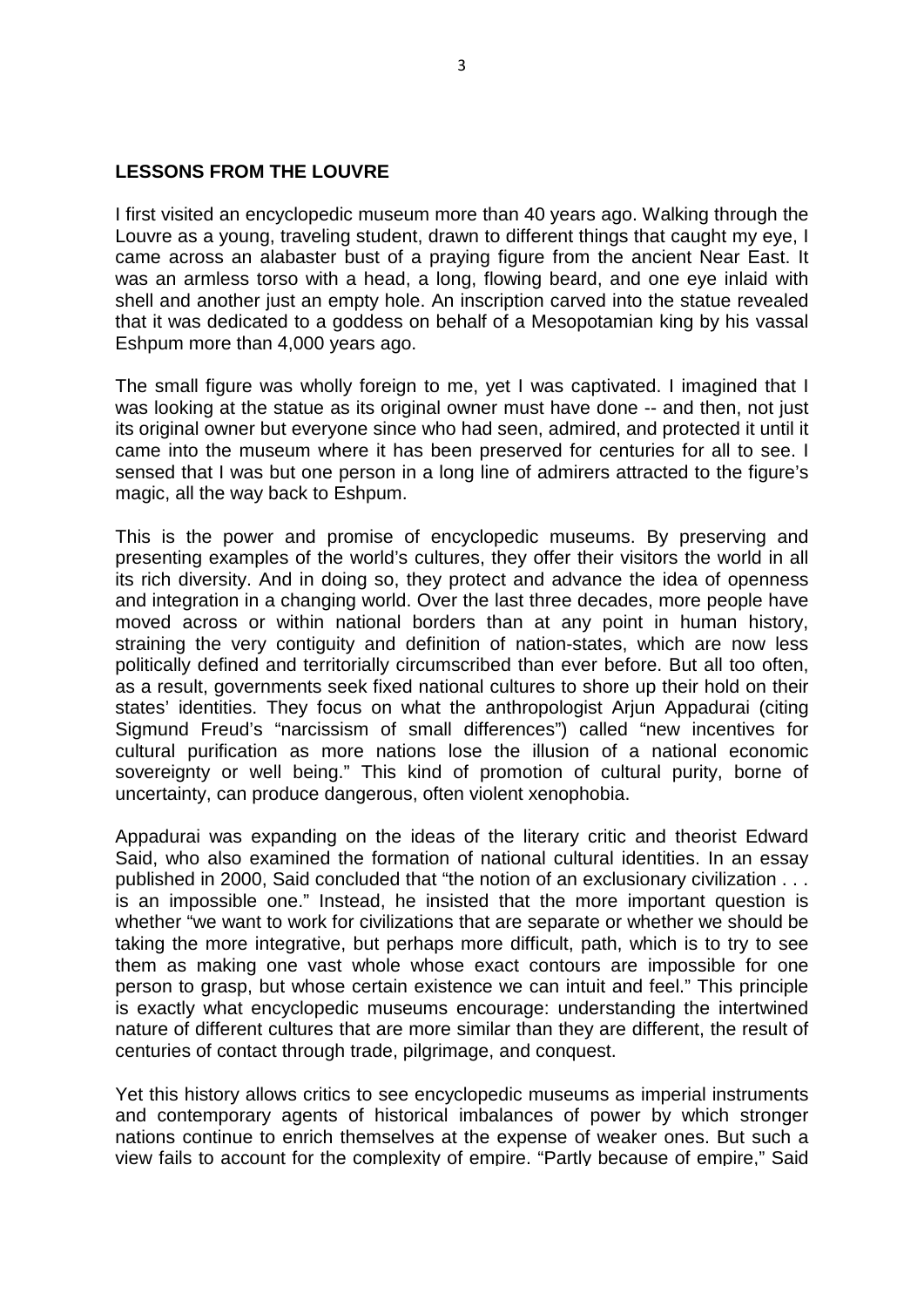## LESSONS FROM THE LOUVRE

I first visited an encyclopedic museum more than 40 years ago. Walking through the Louvre as a young, traveling student, drawn to different things that caught my eye, I came across an alabaster bust of a praying figure from the ancient Near East. It was an armless torso with a head, a long, flowing beard, and one eye inlaid with shell and another just an empty hole. An inscription carved into the statue revealed that it was dedicated to a goddess on behalf of a Mesopotamian king by his vassal Eshpum more than 4,000 years ago.

The small figure was wholly foreign to me, yet I was captivated. I imagined that I was looking at the statue as its original owner must have done -- and then, not just its original owner but everyone since who had seen, admired, and protected it until it came into the museum where it has been preserved for centuries for all to see. I sensed that I was but one person in a long line of admirers attracted to the figure's magic, all the way back to Eshpum.

This is the power and promise of encyclopedic museums. By preserving and presenting examples of the world's cultures, they offer their visitors the world in all its rich diversity. And in doing so, they protect and advance the idea of openness and integration in a changing world. Over the last three decades, more people have moved across or within national borders than at any point in human history, straining the very contiguity and definition of nation-states, which are now less politically defined and territorially circumscribed than ever before. But all too often, as a result, governments seek fixed national cultures to shore up their hold on their states' identities. They focus on what the anthropologist Arjun Appadurai (citing Sigmund Freud's "narcissism of small differences") called "new incentives for cultural purification as more nations lose the illusion of a national economic sovereignty or well being." This kind of promotion of cultural purity, borne of uncertainty, can produce dangerous, often violent xenophobia.

Appadurai was expanding on the ideas of the literary critic and theorist Edward Said, who also examined the formation of national cultural identities. In an essay published in 2000, Said concluded that "the notion of an exclusionary civilization . . . is an impossible one." Instead, he insisted that the more important question is whether "we want to work for civilizations that are separate or whether we should be taking the more integrative, but perhaps more difficult, path, which is to try to see them as making one vast whole whose exact contours are impossible for one person to grasp, but whose certain existence we can intuit and feel." This principle is exactly what encyclopedic museums encourage: understanding the intertwined nature of different cultures that are more similar than they are different, the result of centuries of contact through trade, pilgrimage, and conquest.

Yet this history allows critics to see encyclopedic museums as imperial instruments and contemporary agents of historical imbalances of power by which stronger nations continue to enrich themselves at the expense of weaker ones. But such a view fails to account for the complexity of empire. "Partly because of empire," Said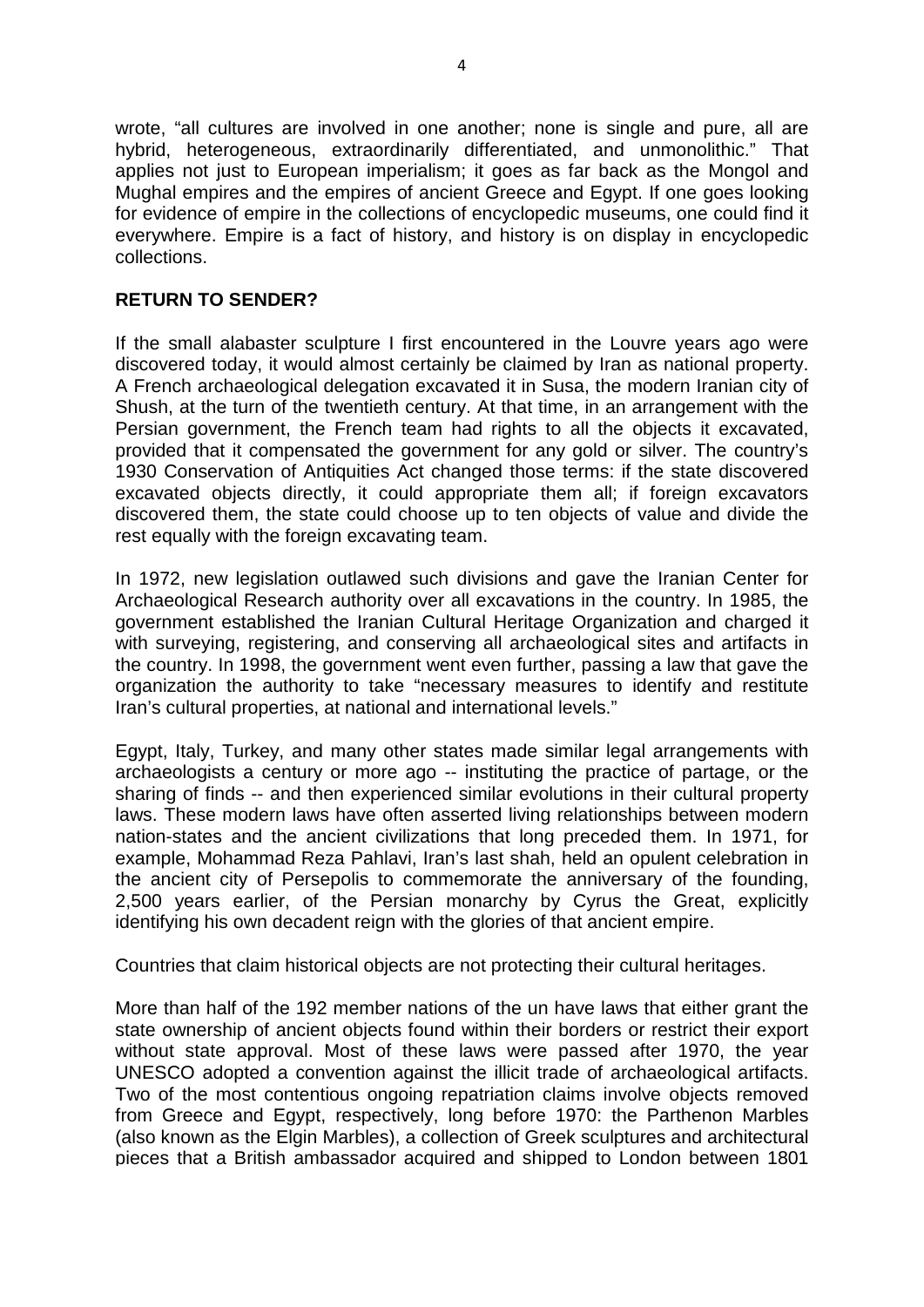wrote, “all cultures are involved in one another; none is single and pure, all are hybrid, heterogeneous, extraordinarily differentiated, and unmonolithic.” That applies not just to European imperialism; it goes as far back as the Mongol and Mughal empires and the empires of ancient Greece and Egypt. If one goes looking for evidence of empire in the collections of encyclopedic museums, one could find it everywhere. Empire is a fact of history, and history is on display in encyclopedic collections.

**RETURN TO SENDER?**

If the small alabaster sculpture I first encountered in the Louvre years ago were discovered today, it would almost certainly be claimed by Iran as national property. A French archaeological delegation excavated it in Susa, the modern Iranian city of Shush, at the turn of the twentieth century. At that time, in an arrangement with the Persian government, the French team had rights to all the objects it excavated, provided that it compensated the government for any gold or silver. The country’s 1930 Conservation of Antiquities Act changed those terms: if the state discovered excavated objects directly, it could appropriate them all; if foreign excavators discovered them, the state could choose up to ten objects of value and divide the rest equally with the foreign excavating team.

In 1972, new legislation outlawed such divisions and gave the Iranian Center for Archaeological Research authority over all excavations in the country. In 1985, the government established the Iranian Cultural Heritage Organization and charged it with surveying, registering, and conserving all archaeological sites and artifacts in the country. In 1998, the government went even further, passing a law that gave the organization the authority to take “necessary measures to identify and restitute Iran’s cultural properties, at national and international levels.”

Egypt, Italy, Turkey, and many other states made similar legal arrangements with archaeologists a century or more ago -- instituting the practice of partage, or the sharing of finds -- and then experienced similar evolutions in their cultural property laws. These modern laws have often asserted living relationships between modern nation-states and the ancient civilizations that long preceded them. In 1971, for example, Mohammad Reza Pahlavi, Iran’s last shah, held an opulent celebration in the ancient city of Persepolis to commemorate the anniversary of the founding, 2,500 years earlier, of the Persian monarchy by Cyrus the Great, explicitly identifying his own decadent reign with the glories of that ancient empire.

Countries that claim historical objects are not protecting their cultural heritages.

More than half of the 192 member nations of the un have laws that either grant the state ownership of ancient objects found within their borders or restrict their export without state approval. Most of these laws were passed after 1970, the year UNESCO adopted a convention against the illicit trade of archaeological artifacts. Two of the most contentious ongoing repatriation claims involve objects removed from Greece and Egypt, respectively, long before 1970: the Parthenon Marbles (also known as the Elgin Marbles), a collection of Greek sculptures and architectural pieces that a British ambassador acquired and shipped to London between 1801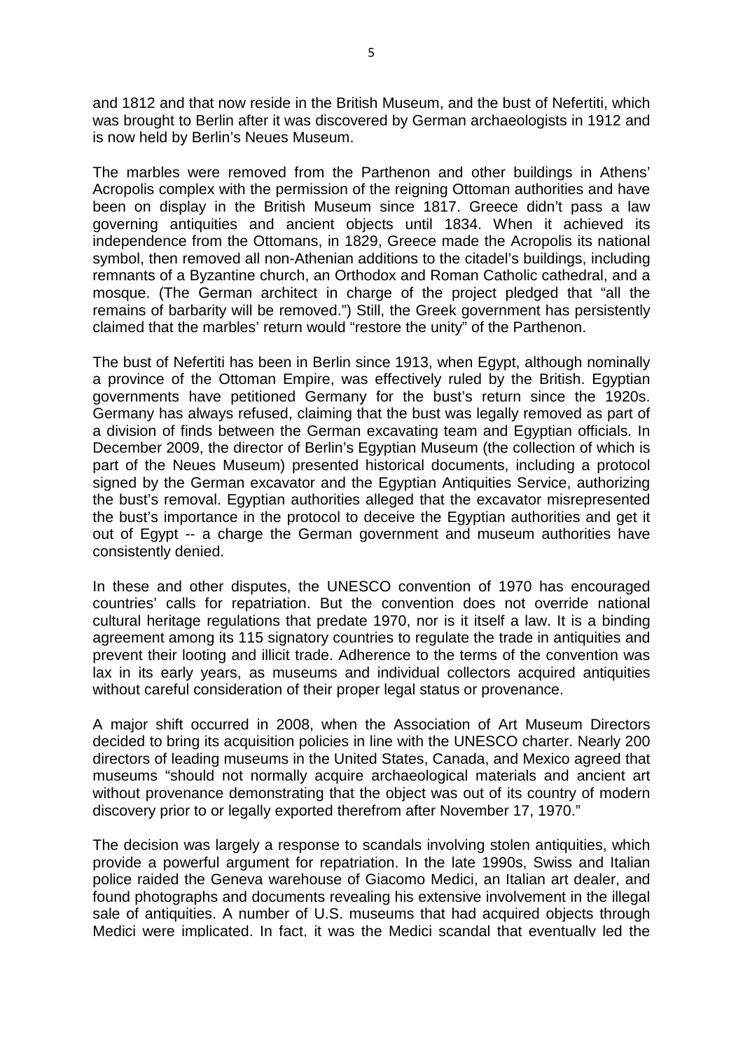and 1812 and that now reside in the British Museum, and the bust of Nefertiti, which was brought to Berlin after it was discovered by German archaeologists in 1912 and is now held by Berlin's Neues Museum.

The marbles were removed from the Parthenon and other buildings in Athens' Acropolis complex with the permission of the reigning Ottoman authorities and have been on display in the British Museum since 1817. Greece didn't pass a law governing antiquities and ancient objects until 1834. When it achieved its independence from the Ottomans, in 1829, Greece made the Acropolis its national symbol, then removed all non-Athenian additions to the citadel's buildings, including remnants of a Byzantine church, an Orthodox and Roman Catholic cathedral, and a mosque. (The German architect in charge of the project pledged that "all the remains of barbarity will be removed.") Still, the Greek government has persistently claimed that the marbles' return would "restore the unity" of the Parthenon.

The bust of Nefertiti has been in Berlin since 1913, when Egypt, although nominally a province of the Ottoman Empire, was effectively ruled by the British. Egyptian governments have petitioned Germany for the bust's return since the 1920s. Germany has always refused, claiming that the bust was legally removed as part of a division of finds between the German excavating team and Egyptian officials. In December 2009, the director of Berlin's Egyptian Museum (the collection of which is part of the Neues Museum) presented historical documents, including a protocol signed by the German excavator and the Egyptian Antiquities Service, authorizing the bust's removal. Egyptian authorities alleged that the excavator misrepresented the bust's importance in the protocol to deceive the Egyptian authorities and get it out of Egypt -- a charge the German government and museum authorities have consistently denied.

In these and other disputes, the UNESCO convention of 1970 has encouraged countries' calls for repatriation. But the convention does not override national cultural heritage regulations that predate 1970, nor is it itself a law. It is a binding agreement among its 115 signatory countries to regulate the trade in antiquities and prevent their looting and illicit trade. Adherence to the terms of the convention was lax in its early years, as museums and individual collectors acquired antiquities without careful consideration of their proper legal status or provenance.

A major shift occurred in 2008, when the Association of Art Museum Directors decided to bring its acquisition policies in line with the UNESCO charter. Nearly 200 directors of leading museums in the United States, Canada, and Mexico agreed that museums "should not normally acquire archaeological materials and ancient art without provenance demonstrating that the object was out of its country of modern discovery prior to or legally exported therefrom after November 17, 1970."

The decision was largely a response to scandals involving stolen antiquities, which provide a powerful argument for repatriation. In the late 1990s, Swiss and Italian police raided the Geneva warehouse of Giacomo Medici, an Italian art dealer, and found photographs and documents revealing his extensive involvement in the illegal sale of antiquities. A number of U.S. museums that had acquired objects through Medici were implicated. In fact, it was the Medici scandal that eventually led the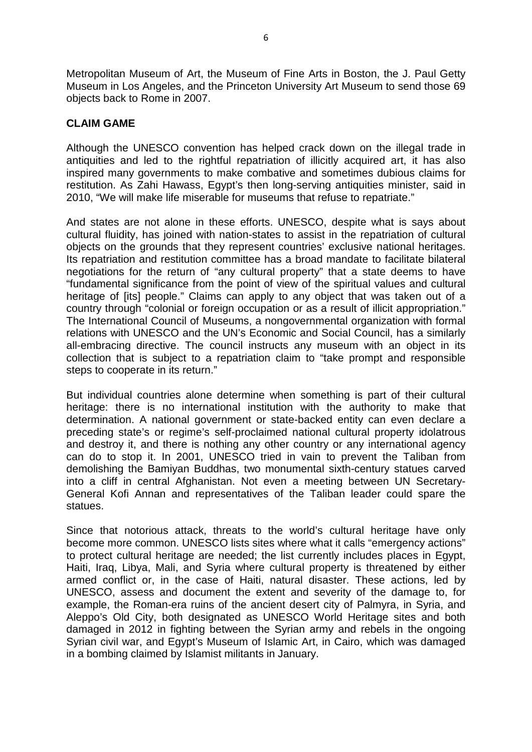Metropolitan Museum of Art, the Museum of Fine Arts in Boston, the J. Paul Getty Museum in Los Angeles, and the Princeton University Art Museum to send those 69 objects back to Rome in 2007.

**CLAIM GAME**

Although the UNESCO convention has helped crack down on the illegal trade in antiquities and led to the rightful repatriation of illicitly acquired art, it has also inspired many governments to make combative and sometimes dubious claims for restitution. As Zahi Hawass, Egypt's then long-serving antiquities minister, said in 2010, "We will make life miserable for museums that refuse to repatriate."

And states are not alone in these efforts. UNESCO, despite what is says about cultural fluidity, has joined with nation-states to assist in the repatriation of cultural objects on the grounds that they represent countries' exclusive national heritages. Its repatriation and restitution committee has a broad mandate to facilitate bilateral negotiations for the return of "any cultural property" that a state deems to have "fundamental significance from the point of view of the spiritual values and cultural heritage of [its] people." Claims can apply to any object that was taken out of a country through "colonial or foreign occupation or as a result of illicit appropriation." The International Council of Museums, a nongovernmental organization with formal relations with UNESCO and the UN's Economic and Social Council, has a similarly all-embracing directive. The council instructs any museum with an object in its collection that is subject to a repatriation claim to "take prompt and responsible steps to cooperate in its return."

But individual countries alone determine when something is part of their cultural heritage: there is no international institution with the authority to make that determination. A national government or state-backed entity can even declare a preceding state's or regime's self-proclaimed national cultural property idolatrous and destroy it, and there is nothing any other country or any international agency can do to stop it. In 2001, UNESCO tried in vain to prevent the Taliban from demolishing the Bamiyan Buddhas, two monumental sixth-century statues carved into a cliff in central Afghanistan. Not even a meeting between UN Secretary-General Kofi Annan and representatives of the Taliban leader could spare the statues.

Since that notorious attack, threats to the world's cultural heritage have only become more common. UNESCO lists sites where what it calls "emergency actions" to protect cultural heritage are needed; the list currently includes places in Egypt, Haiti, Iraq, Libya, Mali, and Syria where cultural property is threatened by either armed conflict or, in the case of Haiti, natural disaster. These actions, led by UNESCO, assess and document the extent and severity of the damage to, for example, the Roman-era ruins of the ancient desert city of Palmyra, in Syria, and Aleppo's Old City, both designated as UNESCO World Heritage sites and both damaged in 2012 in fighting between the Syrian army and rebels in the ongoing Syrian civil war, and Egypt's Museum of Islamic Art, in Cairo, which was damaged in a bombing claimed by Islamist militants in January.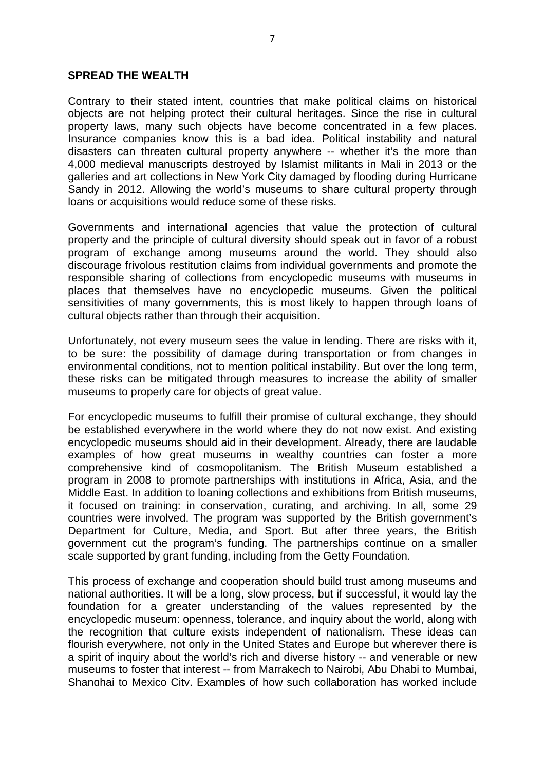## SPREAD THE WEALTH

Contrary to their stated intent, countries that make political claims on historical objects are not helping protect their cultural heritages. Since the rise in cultural property laws, many such objects have become concentrated in a few places. Insurance companies know this is a bad idea. Political instability and natural disasters can threaten cultural property anywhere -- whether it's the more than 4,000 medieval manuscripts destroyed by Islamist militants in Mali in 2013 or the galleries and art collections in New York City damaged by flooding during Hurricane Sandy in 2012. Allowing the world's museums to share cultural property through loans or acquisitions would reduce some of these risks.

Governments and international agencies that value the protection of cultural property and the principle of cultural diversity should speak out in favor of a robust program of exchange among museums around the world. They should also discourage frivolous restitution claims from individual governments and promote the responsible sharing of collections from encyclopedic museums with museums in places that themselves have no encyclopedic museums. Given the political sensitivities of many governments, this is most likely to happen through loans of cultural objects rather than through their acquisition.

Unfortunately, not every museum sees the value in lending. There are risks with it, to be sure: the possibility of damage during transportation or from changes in environmental conditions, not to mention political instability. But over the long term, these risks can be mitigated through measures to increase the ability of smaller museums to properly care for objects of great value.

For encyclopedic museums to fulfill their promise of cultural exchange, they should be established everywhere in the world where they do not now exist. And existing encyclopedic museums should aid in their development. Already, there are laudable examples of how great museums in wealthy countries can foster a more comprehensive kind of cosmopolitanism. The British Museum established a program in 2008 to promote partnerships with institutions in Africa, Asia, and the Middle East. In addition to loaning collections and exhibitions from British museums, it focused on training: in conservation, curating, and archiving. In all, some 29 countries were involved. The program was supported by the British government's Department for Culture, Media, and Sport. But after three years, the British government cut the program's funding. The partnerships continue on a smaller scale supported by grant funding, including from the Getty Foundation.

This process of exchange and cooperation should build trust among museums and national authorities. It will be a long, slow process, but if successful, it would lay the foundation for a greater understanding of the values represented by the encyclopedic museum: openness, tolerance, and inquiry about the world, along with the recognition that culture exists independent of nationalism. These ideas can flourish everywhere, not only in the United States and Europe but wherever there is a spirit of inquiry about the world's rich and diverse history -- and venerable or new museums to foster that interest -- from Marrakech to Nairobi, Abu Dhabi to Mumbai, Shanghai to Mexico City. Examples of how such collaboration has worked include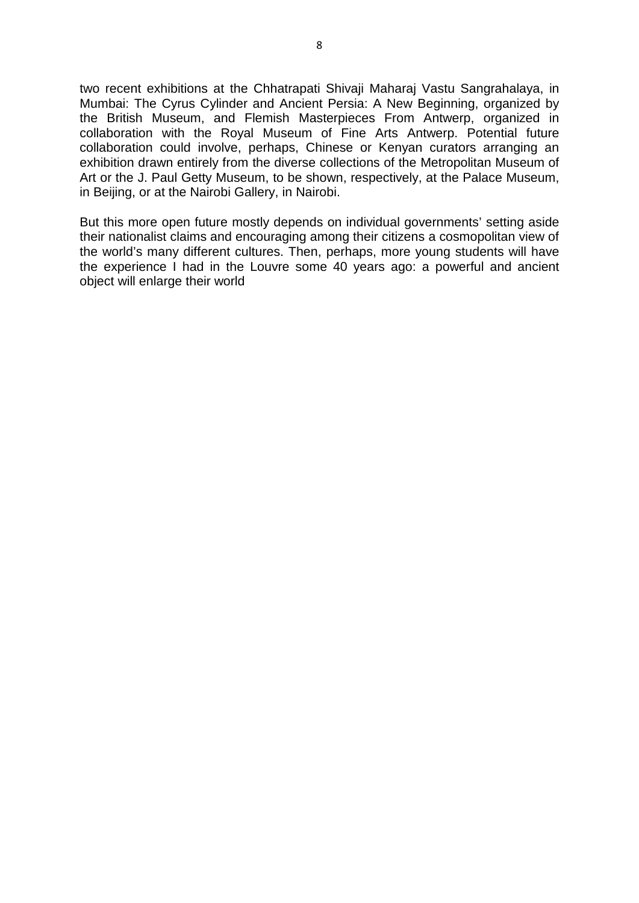two recent exhibitions at the Chhatrapati Shivaji Maharaj Vastu Sangrahalaya, in Mumbai: The Cyrus Cylinder and Ancient Persia: A New Beginning, organized by the British Museum, and Flemish Masterpieces From Antwerp, organized in collaboration with the Royal Museum of Fine Arts Antwerp. Potential future collaboration could involve, perhaps, Chinese or Kenyan curators arranging an exhibition drawn entirely from the diverse collections of the Metropolitan Museum of Art or the J. Paul Getty Museum, to be shown, respectively, at the Palace Museum, in Beijing, or at the Nairobi Gallery, in Nairobi.

But this more open future mostly depends on individual governments' setting aside their nationalist claims and encouraging among their citizens a cosmopolitan view of the world's many different cultures. Then, perhaps, more young students will have the experience I had in the Louvre some 40 years ago: a powerful and ancient object will enlarge their world